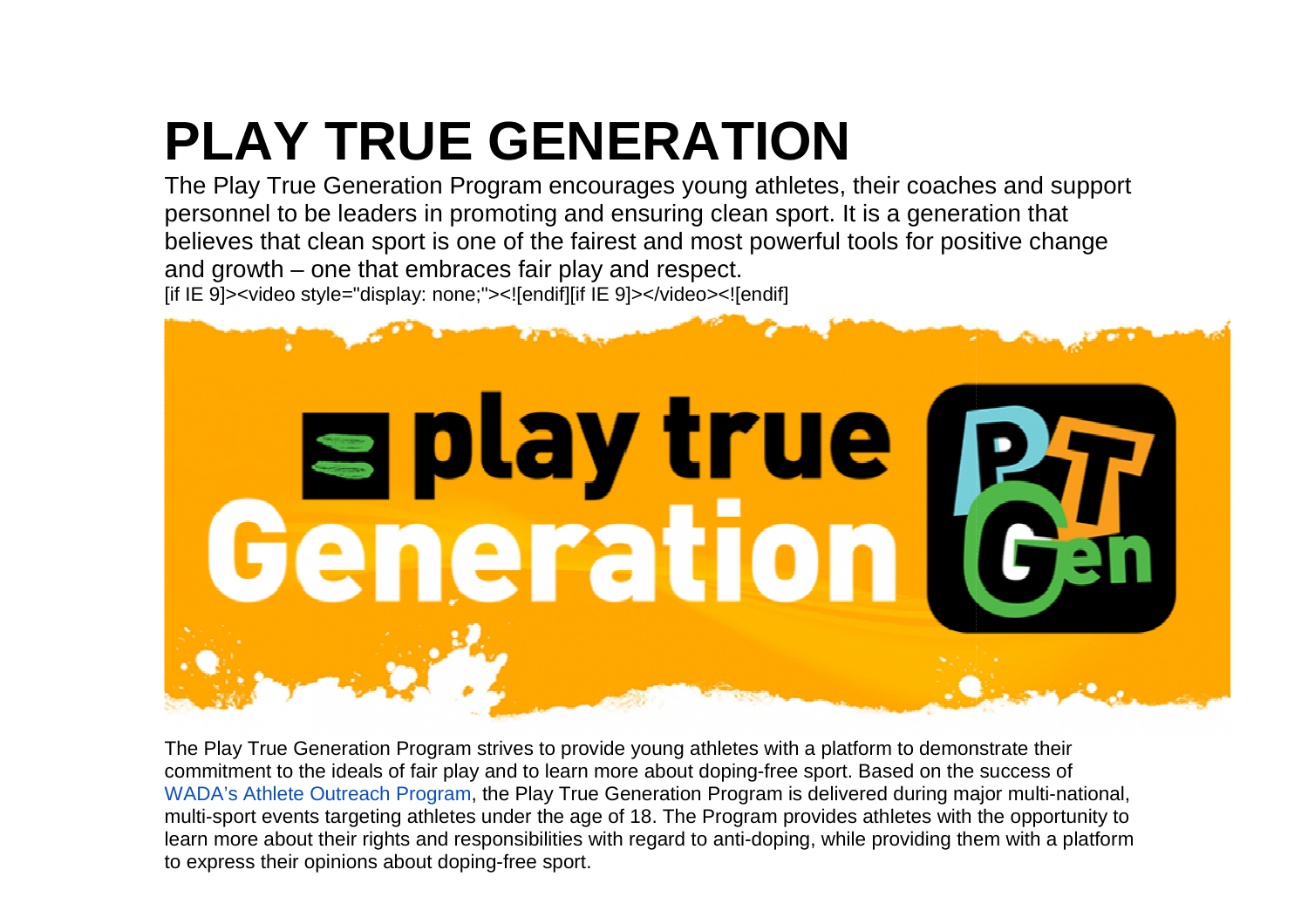# PLAY TRUE GENERATION

The Play True Generation Program encourages young athletes, their coaches and support personnel to be leaders in promoting and ensuring clean sport. It is a generation that believes that clean sport is one of the fairest and most powerful tools for positive change and growth – one that embraces fair play and respect.

[if IE 9]><video style="display: none;"><![endif][if IE 9]></video><![endif]

The Play True Generation Program strives to provide young athletes with a platform to demonstrate their commitment to the ideals of fair play and to learn more about doping-free sport. Based on the success of WADA's Athlete Outreach Program, the Play True Generation Program is delivered during major multi-national, multi-sport events targeting athletes under the age of 18. The Program provides athletes with the opportunity to learn more about their rights and responsibilities with regard to anti-doping, while providing them with a platform to express their opinions about doping-free sport.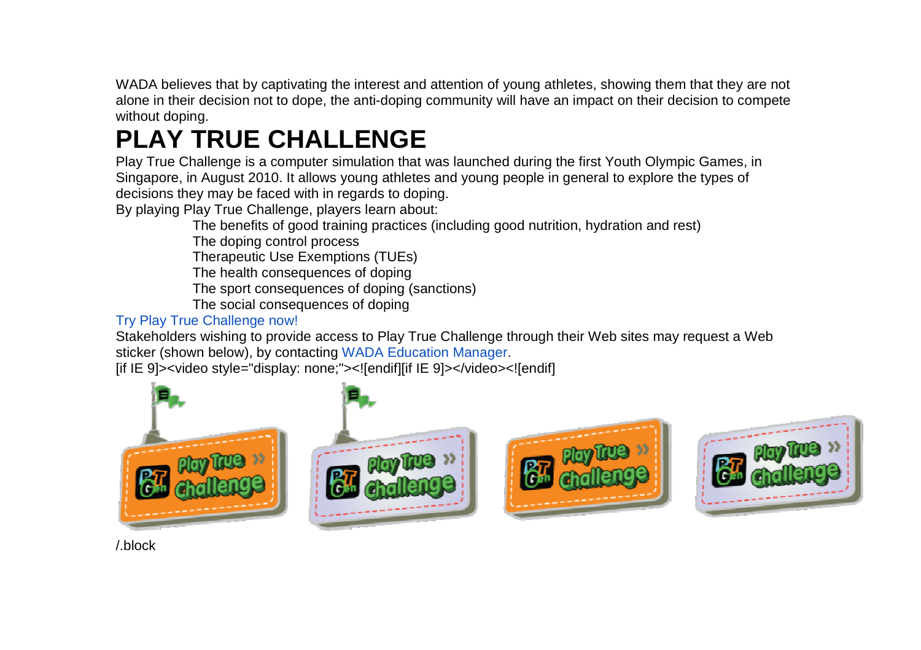WADA believes that by captivating the interest and attention of young athletes, showing them that they are not alone in their decision not to dope, the anti-doping community will have an impact on their decision to compete without doping.

# PLAY TRUE CHALLENGE

Play True Challenge is a computer simulation that was launched during the first Youth Olympic Games, in Singapore, in August 2010. It allows young athletes and young people in general to explore the types of decisions they may be faced with in regards to doping.

By playing Play True Challenge, players learn about:

- The benefits of good training practices (including good nutrition, hydration and rest)
- The doping control process
- Therapeutic Use Exemptions (TUEs)
- The health consequences of doping
- The sport consequences of doping (sanctions)
- The social consequences of doping

Try Play True Challenge now!

Stakeholders wishing to provide access to Play True Challenge through their Web sites may request a Web sticker (shown below), by contacting WADA Education Manager.

[if IE 9]><video style="display: none;"><![endif][if IE 9]></video><![endif]

/.block